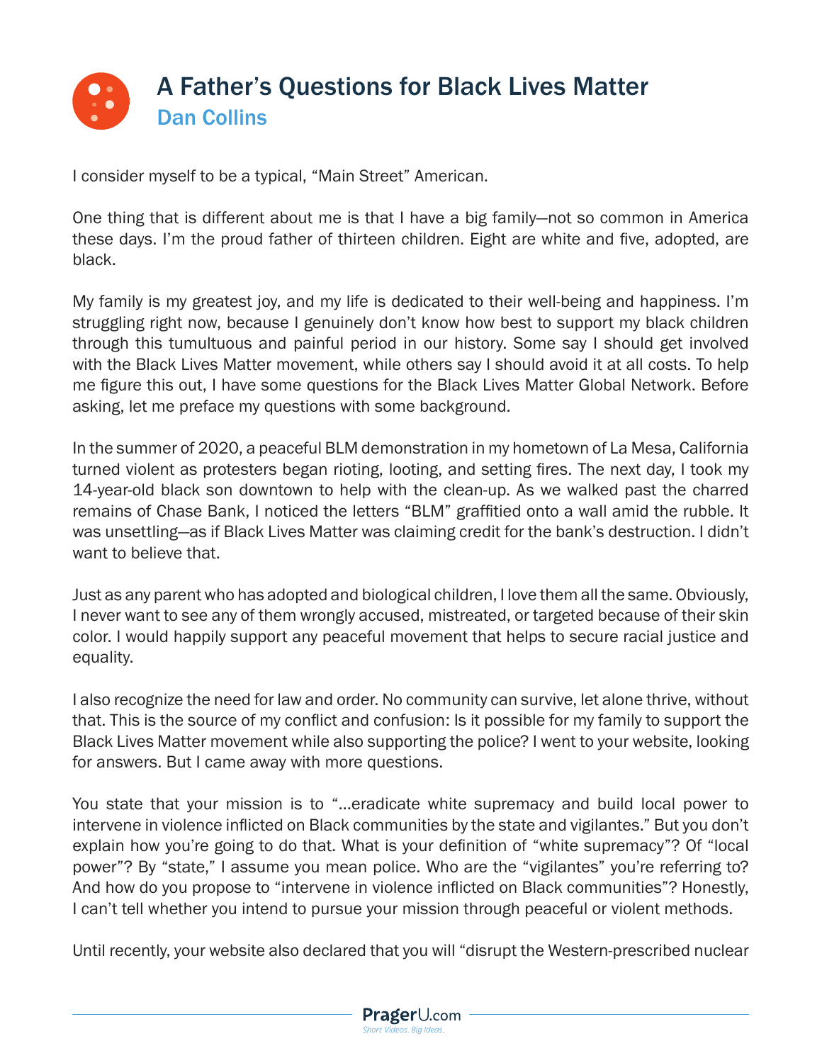# A Father's Questions for Black Lives Matter

## Dan Collins

I consider myself to be a typical, "Main Street" American.

One thing that is different about me is that I have a big family—not so common in America these days. I'm the proud father of thirteen children. Eight are white and five, adopted, are black.

My family is my greatest joy, and my life is dedicated to their well-being and happiness. I'm struggling right now, because I genuinely don't know how best to support my black children through this tumultuous and painful period in our history. Some say I should get involved with the Black Lives Matter movement, while others say I should avoid it at all costs. To help me figure this out, I have some questions for the Black Lives Matter Global Network. Before asking, let me preface my questions with some background.

In the summer of 2020, a peaceful BLM demonstration in my hometown of La Mesa, California turned violent as protesters began rioting, looting, and setting fires. The next day, I took my 14-year-old black son downtown to help with the clean-up. As we walked past the charred remains of Chase Bank, I noticed the letters "BLM" graffitied onto a wall amid the rubble. It was unsettling—as if Black Lives Matter was claiming credit for the bank's destruction. I didn't want to believe that.

Just as any parent who has adopted and biological children, I love them all the same. Obviously, I never want to see any of them wrongly accused, mistreated, or targeted because of their skin color. I would happily support any peaceful movement that helps to secure racial justice and equality.

I also recognize the need for law and order. No community can survive, let alone thrive, without that. This is the source of my conflict and confusion: Is it possible for my family to support the Black Lives Matter movement while also supporting the police? I went to your website, looking for answers. But I came away with more questions.

You state that your mission is to "…eradicate white supremacy and build local power to intervene in violence inflicted on Black communities by the state and vigilantes." But you don't explain how you're going to do that. What is your definition of "white supremacy"? Of "local power"? By "state," I assume you mean police. Who are the "vigilantes" you're referring to? And how do you propose to "intervene in violence inflicted on Black communities"? Honestly, I can't tell whether you intend to pursue your mission through peaceful or violent methods.

Until recently, your website also declared that you will "disrupt the Western-prescribed nuclear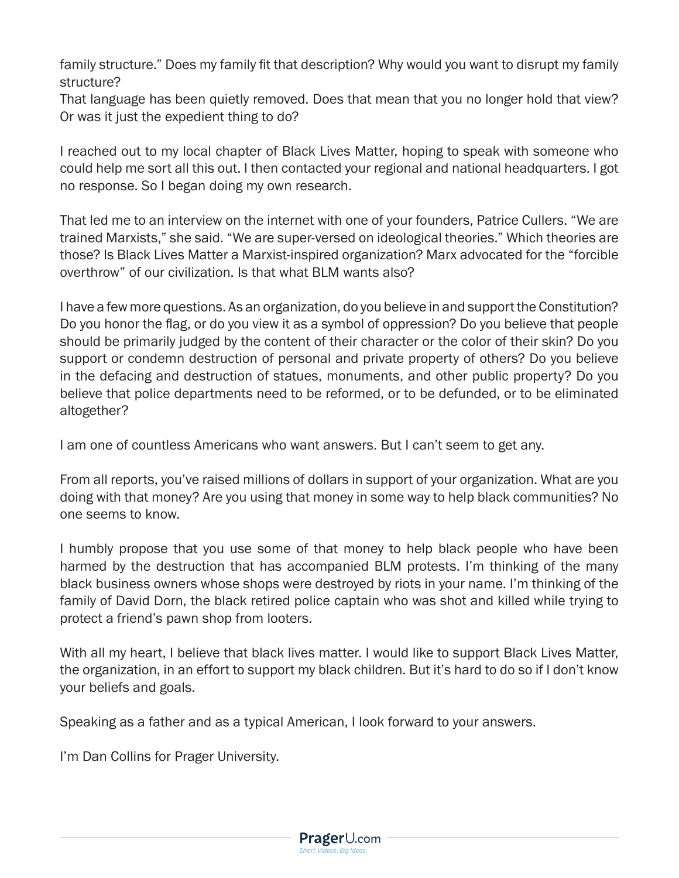family structure." Does my family fit that description? Why would you want to disrupt my family structure?
That language has been quietly removed. Does that mean that you no longer hold that view? Or was it just the expedient thing to do?

I reached out to my local chapter of Black Lives Matter, hoping to speak with someone who could help me sort all this out. I then contacted your regional and national headquarters. I got no response. So I began doing my own research.

That led me to an interview on the internet with one of your founders, Patrice Cullers. "We are trained Marxists," she said. "We are super-versed on ideological theories." Which theories are those? Is Black Lives Matter a Marxist-inspired organization? Marx advocated for the "forcible overthrow" of our civilization. Is that what BLM wants also?

I have a few more questions. As an organization, do you believe in and support the Constitution? Do you honor the flag, or do you view it as a symbol of oppression? Do you believe that people should be primarily judged by the content of their character or the color of their skin? Do you support or condemn destruction of personal and private property of others? Do you believe in the defacing and destruction of statues, monuments, and other public property? Do you believe that police departments need to be reformed, or to be defunded, or to be eliminated altogether?

I am one of countless Americans who want answers. But I can't seem to get any.

From all reports, you've raised millions of dollars in support of your organization. What are you doing with that money? Are you using that money in some way to help black communities? No one seems to know.

I humbly propose that you use some of that money to help black people who have been harmed by the destruction that has accompanied BLM protests. I'm thinking of the many black business owners whose shops were destroyed by riots in your name. I'm thinking of the family of David Dorn, the black retired police captain who was shot and killed while trying to protect a friend's pawn shop from looters.

With all my heart, I believe that black lives matter. I would like to support Black Lives Matter, the organization, in an effort to support my black children. But it's hard to do so if I don't know your beliefs and goals.

Speaking as a father and as a typical American, I look forward to your answers.

I'm Dan Collins for Prager University.